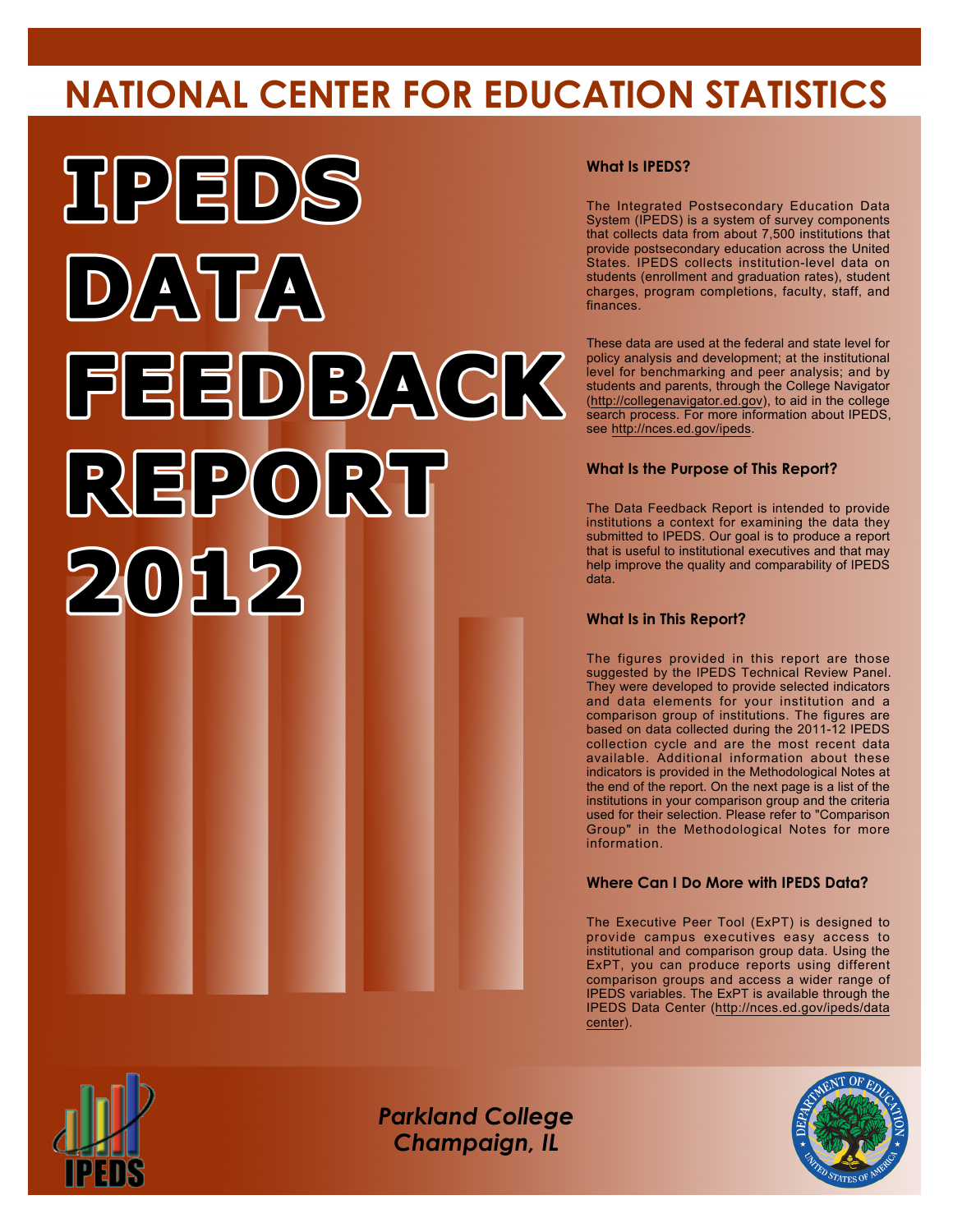# NATIONAL CENTER FOR EDUCATION STATISTICS

# IPEDS DATA FEEDBACK REPORT 2012

### What Is IPEDS?

The Integrated Postsecondary Education Data System (IPEDS) is a system of survey components that collects data from about 7,500 institutions that provide postsecondary education across the United States. IPEDS collects institution-level data on students (enrollment and graduation rates), student charges, program completions, faculty, staff, and finances.

These data are used at the federal and state level for policy analysis and development; at the institutional level for benchmarking and peer analysis; and by students and parents, through the College Navigator (http://collegenavigator.ed.gov), to aid in the college search process. For more information about IPEDS, see http://nces.ed.gov/ipeds.

### What Is the Purpose of This Report?

The Data Feedback Report is intended to provide institutions a context for examining the data they submitted to IPEDS. Our goal is to produce a report that is useful to institutional executives and that may help improve the quality and comparability of IPEDS data.

### What Is in This Report?

The figures provided in this report are those suggested by the IPEDS Technical Review Panel. They were developed to provide selected indicators and data elements for your institution and a comparison group of institutions. The figures are based on data collected during the 2011-12 IPEDS collection cycle and are the most recent data available. Additional information about these indicators is provided in the Methodological Notes at the end of the report. On the next page is a list of the institutions in your comparison group and the criteria used for their selection. Please refer to "Comparison Group" in the Methodological Notes for more information.

### Where Can I Do More with IPEDS Data?

The Executive Peer Tool (ExPT) is designed to provide campus executives easy access to institutional and comparison group data. Using the ExPT, you can produce reports using different comparison groups and access a wider range of IPEDS variables. The ExPT is available through the IPEDS Data Center (http://nces.ed.gov/ipeds/datacenter).

*Parkland College*
*Champaign, IL*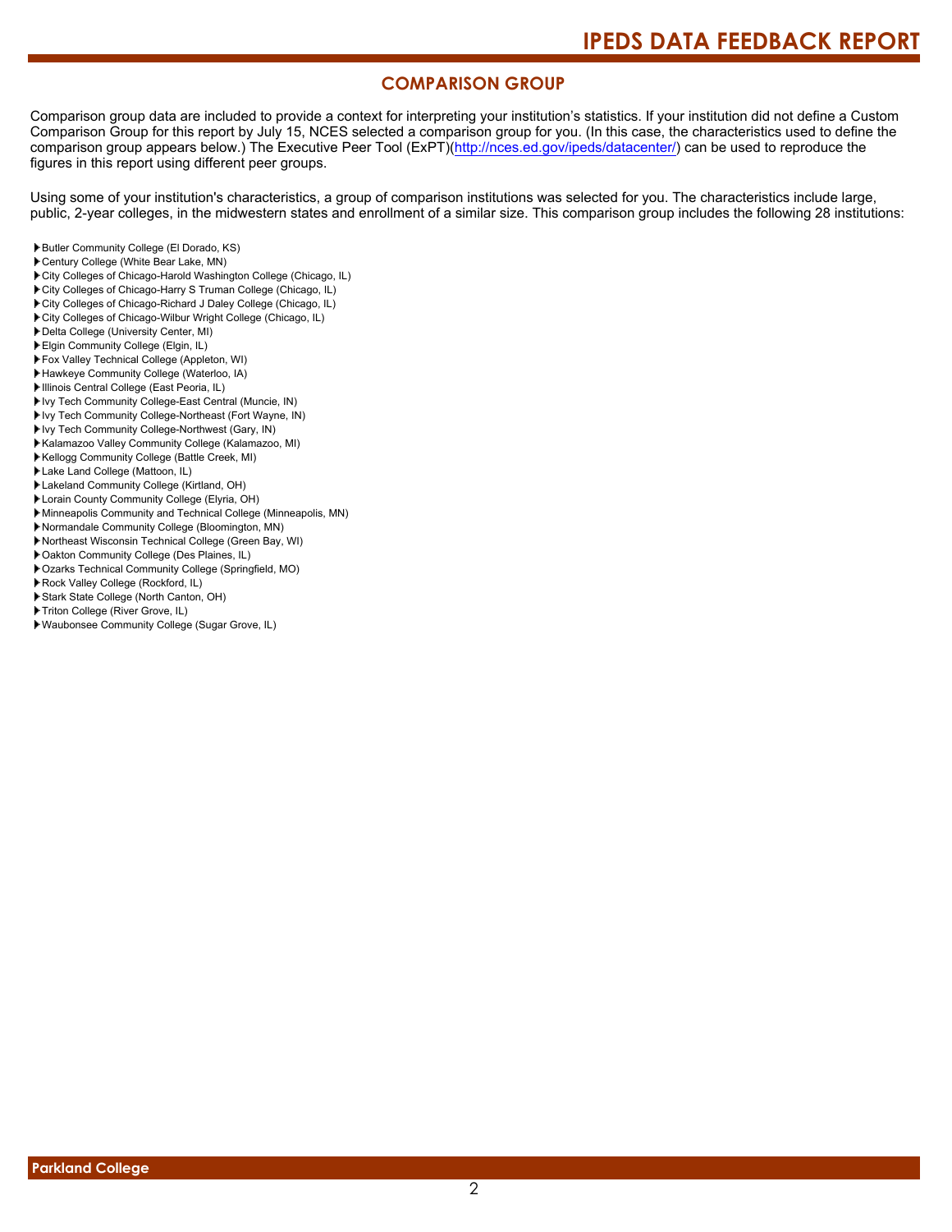## COMPARISON GROUP

Comparison group data are included to provide a context for interpreting your institution's statistics. If your institution did not define a Custom Comparison Group for this report by July 15, NCES selected a comparison group for you. (In this case, the characteristics used to define the comparison group appears below.) The Executive Peer Tool (ExPT)(http://nces.ed.gov/ipeds/datacenter/) can be used to reproduce the figures in this report using different peer groups.

Using some of your institution's characteristics, a group of comparison institutions was selected for you. The characteristics include large, public, 2-year colleges, in the midwestern states and enrollment of a similar size. This comparison group includes the following 28 institutions:

- Butler Community College (El Dorado, KS)
- Century College (White Bear Lake, MN)
- City Colleges of Chicago-Harold Washington College (Chicago, IL)
- City Colleges of Chicago-Harry S Truman College (Chicago, IL)
- City Colleges of Chicago-Richard J Daley College (Chicago, IL)
- City Colleges of Chicago-Wilbur Wright College (Chicago, IL)
- Delta College (University Center, MI)
- Elgin Community College (Elgin, IL)
- Fox Valley Technical College (Appleton, WI)
- Hawkeye Community College (Waterloo, IA)
- Illinois Central College (East Peoria, IL)
- Ivy Tech Community College-East Central (Muncie, IN)
- Ivy Tech Community College-Northeast (Fort Wayne, IN)
- Ivy Tech Community College-Northwest (Gary, IN)
- Kalamazoo Valley Community College (Kalamazoo, MI)
- Kellogg Community College (Battle Creek, MI)
- Lake Land College (Mattoon, IL)
- Lakeland Community College (Kirtland, OH)
- Lorain County Community College (Elyria, OH)
- Minneapolis Community and Technical College (Minneapolis, MN)
- Normandale Community College (Bloomington, MN)
- Northeast Wisconsin Technical College (Green Bay, WI)
- Oakton Community College (Des Plaines, IL)
- Ozarks Technical Community College (Springfield, MO)
- Rock Valley College (Rockford, IL)
- Stark State College (North Canton, OH)
- Triton College (River Grove, IL)
- Waubonsee Community College (Sugar Grove, IL)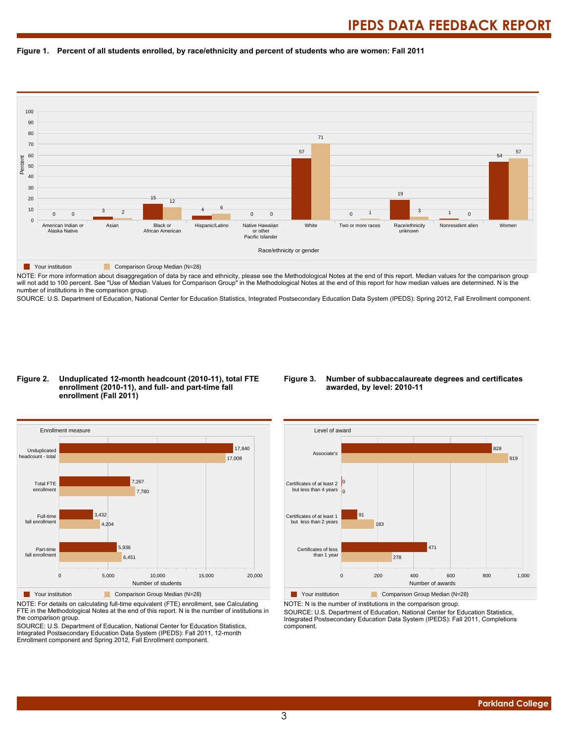**Figure 1. Percent of all students enrolled, by race/ethnicity and percent of students who are women: Fall 2011**

| Race/ethnicity or gender | Your institution | Comparison Group Median (N=28) |
|---|---|---|
| American Indian or Alaska Native | 0 | 0 |
| Asian | 3 | 2 |
| Black or African American | 15 | 12 |
| Hispanic/Latino | 4 | 6 |
| Native Hawaiian or other Pacific Islander | 0 | 0 |
| White | 57 | 71 |
| Two or more races | 0 | 1 |
| Race/ethnicity unknown | 19 | 3 |
| Nonresident alien | 1 | 0 |
| Women | 54 | 57 |

NOTE: For more information about disaggregation of data by race and ethnicity, please see the Methodological Notes at the end of this report. Median values for the comparison group will not add to 100 percent. See "Use of Median Values for Comparison Group" in the Methodological Notes at the end of this report for how median values are determined. N is the number of institutions in the comparison group.

SOURCE: U.S. Department of Education, National Center for Education Statistics, Integrated Postsecondary Education Data System (IPEDS): Spring 2012, Fall Enrollment component.

**Figure 2. Unduplicated 12-month headcount (2010-11), total FTE enrollment (2010-11), and full- and part-time fall enrollment (Fall 2011)**

| Enrollment measure | Your institution | Comparison Group Median (N=28) |
|---|---|---|
| Unduplicated headcount - total | 17,840 | 17,008 |
| Total FTE enrollment | 7,267 | 7,780 |
| Full-time fall enrollment | 3,432 | 4,204 |
| Part-time fall enrollment | 5,936 | 6,451 |

NOTE: For details on calculating full-time equivalent (FTE) enrollment, see Calculating FTE in the Methodological Notes at the end of this report. N is the number of institutions in the comparison group.

SOURCE: U.S. Department of Education, National Center for Education Statistics, Integrated Postsecondary Education Data System (IPEDS): Fall 2011, 12-month Enrollment component and Spring 2012, Fall Enrollment component.

**Figure 3. Number of subbaccalaureate degrees and certificates awarded, by level: 2010-11**

| Level of award | Your institution | Comparison Group Median (N=28) |
|---|---|---|
| Associate's | 828 | 919 |
| Certificates of at least 2 but less than 4 years | 0 | 0 |
| Certificates of at least 1 but less than 2 years | 91 | 183 |
| Certificates of less than 1 year | 471 | 278 |

NOTE: N is the number of institutions in the comparison group.

SOURCE: U.S. Department of Education, National Center for Education Statistics, Integrated Postsecondary Education Data System (IPEDS): Fall 2011, Completions component.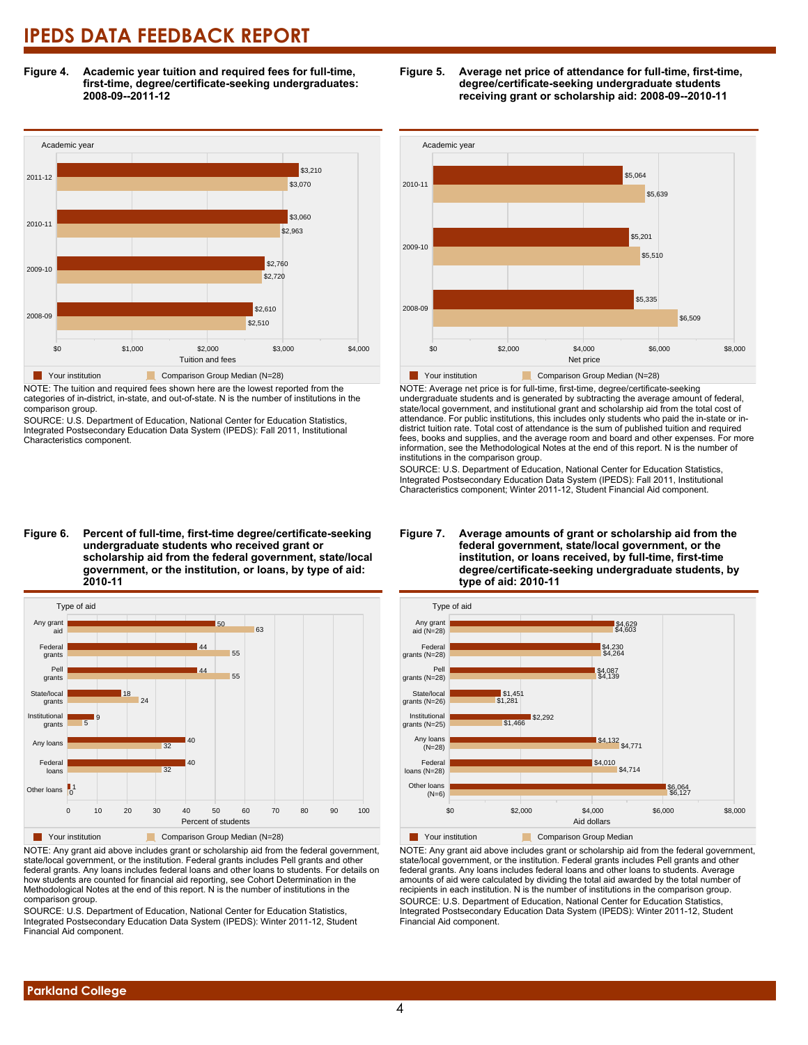**Figure 4. Academic year tuition and required fees for full-time, first-time, degree/certificate-seeking undergraduates: 2008-09--2011-12**

| Academic year | Your institution | Comparison Group Median (N=28) |
| --- | --- | --- |
| 2011-12 | $3,210 | $3,070 |
| 2010-11 | $3,060 | $2,963 |
| 2009-10 | $2,760 | $2,720 |
| 2008-09 | $2,610 | $2,510 |

NOTE: The tuition and required fees shown here are the lowest reported from the categories of in-district, in-state, and out-of-state. N is the number of institutions in the comparison group.

SOURCE: U.S. Department of Education, National Center for Education Statistics, Integrated Postsecondary Education Data System (IPEDS): Fall 2011, Institutional Characteristics component.

**Figure 5. Average net price of attendance for full-time, first-time, degree/certificate-seeking undergraduate students receiving grant or scholarship aid: 2008-09--2010-11**

| Academic year | Your institution | Comparison Group Median (N=28) |
| --- | --- | --- |
| 2010-11 | $5,064 | $5,639 |
| 2009-10 | $5,201 | $5,510 |
| 2008-09 | $5,335 | $6,509 |

NOTE: Average net price is for full-time, first-time, degree/certificate-seeking undergraduate students and is generated by subtracting the average amount of federal, state/local government, and institutional grant and scholarship aid from the total cost of attendance. For public institutions, this includes only students who paid the in-state or in-district tuition rate. Total cost of attendance is the sum of published tuition and required fees, books and supplies, and the average room and board and other expenses. For more information, see the Methodological Notes at the end of this report. N is the number of institutions in the comparison group.

SOURCE: U.S. Department of Education, National Center for Education Statistics, Integrated Postsecondary Education Data System (IPEDS): Fall 2011, Institutional Characteristics component; Winter 2011-12, Student Financial Aid component.

**Figure 6. Percent of full-time, first-time degree/certificate-seeking undergraduate students who received grant or scholarship aid from the federal government, state/local government, or the institution, or loans, by type of aid: 2010-11**

| Type of aid | Your institution | Comparison Group Median (N=28) |
| --- | --- | --- |
| Any grant aid | 50 | 63 |
| Federal grants | 44 | 55 |
| Pell grants | 44 | 55 |
| State/local grants | 18 | 24 |
| Institutional grants | 9 | 5 |
| Any loans | 40 | 32 |
| Federal loans | 40 | 32 |
| Other loans | 1 | 0 |

NOTE: Any grant aid above includes grant or scholarship aid from the federal government, state/local government, or the institution. Federal grants includes Pell grants and other federal grants. Any loans includes federal loans and other loans to students. For details on how students are counted for financial aid reporting, see Cohort Determination in the Methodological Notes at the end of this report. N is the number of institutions in the comparison group.

SOURCE: U.S. Department of Education, National Center for Education Statistics, Integrated Postsecondary Education Data System (IPEDS): Winter 2011-12, Student Financial Aid component.

**Figure 7. Average amounts of grant or scholarship aid from the federal government, state/local government, or the institution, or loans received, by full-time, first-time degree/certificate-seeking undergraduate students, by type of aid: 2010-11**

| Type of aid | Your institution | Comparison Group Median |
| --- | --- | --- |
| Any grant aid (N=28) | $4,629 | $4,603 |
| Federal grants (N=28) | $4,230 | $4,264 |
| Pell grants (N=28) | $4,087 | $4,139 |
| State/local grants (N=26) | $1,451 | $1,281 |
| Institutional grants (N=25) | $2,292 | $1,466 |
| Any loans (N=28) | $4,132 | $4,771 |
| Federal loans (N=28) | $4,010 | $4,714 |
| Other loans (N=6) | $6,064 | $6,127 |

NOTE: Any grant aid above includes grant or scholarship aid from the federal government, state/local government, or the institution. Federal grants includes Pell grants and other federal grants. Any loans includes federal loans and other loans to students. Average amounts of aid were calculated by dividing the total aid awarded by the total number of recipients in each institution. N is the number of institutions in the comparison group.

SOURCE: U.S. Department of Education, National Center for Education Statistics, Integrated Postsecondary Education Data System (IPEDS): Winter 2011-12, Student Financial Aid component.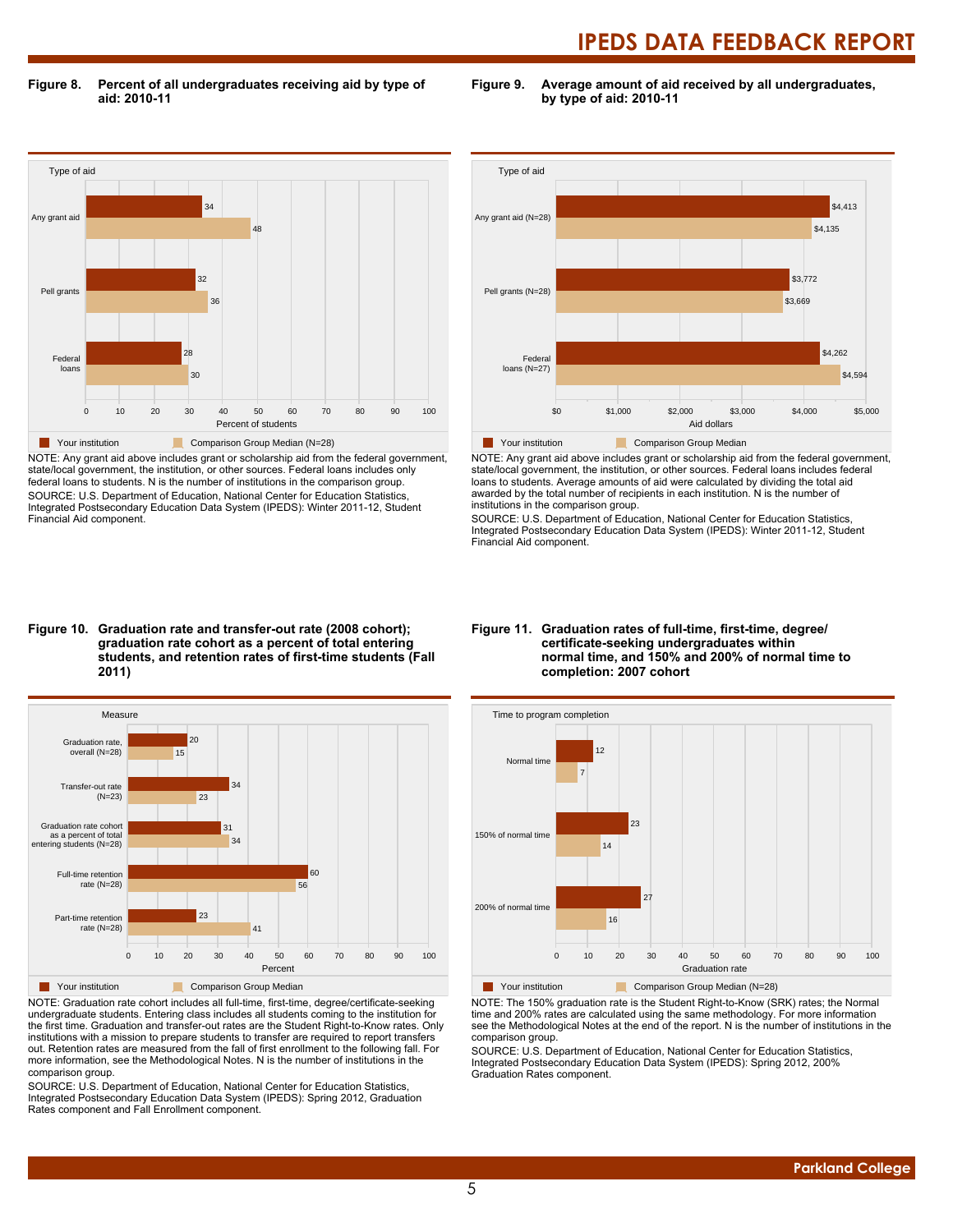**Figure 8. Percent of all undergraduates receiving aid by type of aid: 2010-11**

| Type of aid | Your institution | Comparison Group Median (N=28) |
|---|---|---|
| Any grant aid | 34 | 48 |
| Pell grants | 32 | 36 |
| Federal loans | 28 | 30 |

Percent of students

NOTE: Any grant aid above includes grant or scholarship aid from the federal government, state/local government, the institution, or other sources. Federal loans includes only federal loans to students. N is the number of institutions in the comparison group.
SOURCE: U.S. Department of Education, National Center for Education Statistics, Integrated Postsecondary Education Data System (IPEDS): Winter 2011-12, Student Financial Aid component.

**Figure 9. Average amount of aid received by all undergraduates, by type of aid: 2010-11**

| Type of aid | Your institution | Comparison Group Median |
|---|---|---|
| Any grant aid (N=28) | $4,413 | $4,135 |
| Pell grants (N=28) | $3,772 | $3,669 |
| Federal loans (N=27) | $4,262 | $4,594 |

Aid dollars

NOTE: Any grant aid above includes grant or scholarship aid from the federal government, state/local government, the institution, or other sources. Federal loans includes federal loans to students. Average amounts of aid were calculated by dividing the total aid awarded by the total number of recipients in each institution. N is the number of institutions in the comparison group.
SOURCE: U.S. Department of Education, National Center for Education Statistics, Integrated Postsecondary Education Data System (IPEDS): Winter 2011-12, Student Financial Aid component.

**Figure 10. Graduation rate and transfer-out rate (2008 cohort); graduation rate cohort as a percent of total entering students, and retention rates of first-time students (Fall 2011)**

| Measure | Your institution | Comparison Group Median |
|---|---|---|
| Graduation rate, overall (N=28) | 20 | 15 |
| Transfer-out rate (N=23) | 34 | 23 |
| Graduation rate cohort as a percent of total entering students (N=28) | 31 | 34 |
| Full-time retention rate (N=28) | 60 | 56 |
| Part-time retention rate (N=28) | 23 | 41 |

Percent

NOTE: Graduation rate cohort includes all full-time, first-time, degree/certificate-seeking undergraduate students. Entering class includes all students coming to the institution for the first time. Graduation and transfer-out rates are the Student Right-to-Know rates. Only institutions with a mission to prepare students to transfer are required to report transfers out. Retention rates are measured from the fall of first enrollment to the following fall. For more information, see the Methodological Notes. N is the number of institutions in the comparison group.
SOURCE: U.S. Department of Education, National Center for Education Statistics, Integrated Postsecondary Education Data System (IPEDS): Spring 2012, Graduation Rates component and Fall Enrollment component.

**Figure 11. Graduation rates of full-time, first-time, degree/certificate-seeking undergraduates within normal time, and 150% and 200% of normal time to completion: 2007 cohort**

| Time to program completion | Your institution | Comparison Group Median (N=28) |
|---|---|---|
| Normal time | 12 | 7 |
| 150% of normal time | 23 | 14 |
| 200% of normal time | 27 | 16 |

Graduation rate

NOTE: The 150% graduation rate is the Student Right-to-Know (SRK) rates; the Normal time and 200% rates are calculated using the same methodology. For more information see the Methodological Notes at the end of the report. N is the number of institutions in the comparison group.
SOURCE: U.S. Department of Education, National Center for Education Statistics, Integrated Postsecondary Education Data System (IPEDS): Spring 2012, 200% Graduation Rates component.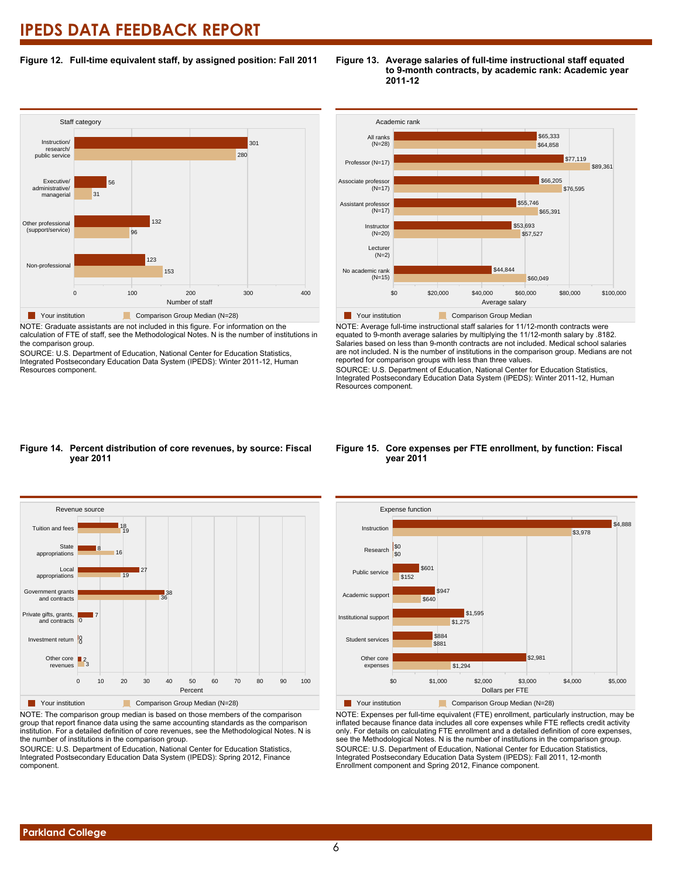# IPEDS DATA FEEDBACK REPORT

**Figure 12. Full-time equivalent staff, by assigned position: Fall 2011**

| Staff category | Your institution | Comparison Group Median (N=28) |
| --- | --- | --- |
| Instruction/ research/ public service | 301 | 280 |
| Executive/ administrative/ managerial | 56 | 31 |
| Other professional (support/service) | 132 | 96 |
| Non-professional | 123 | 153 |

NOTE: Graduate assistants are not included in this figure. For information on the calculation of FTE of staff, see the Methodological Notes. N is the number of institutions in the comparison group.
SOURCE: U.S. Department of Education, National Center for Education Statistics, Integrated Postsecondary Education Data System (IPEDS): Winter 2011-12, Human Resources component.

**Figure 13. Average salaries of full-time instructional staff equated to 9-month contracts, by academic rank: Academic year 2011-12**

| Academic rank | Your institution | Comparison Group Median |
| --- | --- | --- |
| All ranks (N=28) | $65,333 | $64,858 |
| Professor (N=17) | $77,119 | $89,361 |
| Associate professor (N=17) | $66,205 | $76,595 |
| Assistant professor (N=17) | $55,746 | $65,391 |
| Instructor (N=20) | $53,693 | $57,527 |
| Lecturer (N=2) | | |
| No academic rank (N=15) | $44,844 | $60,049 |

NOTE: Average full-time instructional staff salaries for 11/12-month contracts were equated to 9-month average salaries by multiplying the 11/12-month salary by .8182. Salaries based on less than 9-month contracts are not included. Medical school salaries are not included. N is the number of institutions in the comparison group. Medians are not reported for comparison groups with less than three values.
SOURCE: U.S. Department of Education, National Center for Education Statistics, Integrated Postsecondary Education Data System (IPEDS): Winter 2011-12, Human Resources component.

**Figure 14. Percent distribution of core revenues, by source: Fiscal year 2011**

| Revenue source | Your institution | Comparison Group Median (N=28) |
| --- | --- | --- |
| Tuition and fees | 18 | 19 |
| State appropriations | 8 | 16 |
| Local appropriations | 27 | 19 |
| Government grants and contracts | 38 | 36 |
| Private gifts, grants, and contracts | 7 | 0 |
| Investment return | 0 | 0 |
| Other core revenues | 2 | 3 |

NOTE: The comparison group median is based on those members of the comparison group that report finance data using the same accounting standards as the comparison institution. For a detailed definition of core revenues, see the Methodological Notes. N is the number of institutions in the comparison group.
SOURCE: U.S. Department of Education, National Center for Education Statistics, Integrated Postsecondary Education Data System (IPEDS): Spring 2012, Finance component.

**Figure 15. Core expenses per FTE enrollment, by function: Fiscal year 2011**

| Expense function | Your institution | Comparison Group Median (N=28) |
| --- | --- | --- |
| Instruction | $4,888 | $3,978 |
| Research | $0 | $0 |
| Public service | $601 | $152 |
| Academic support | $947 | $640 |
| Institutional support | $1,595 | $1,275 |
| Student services | $884 | $881 |
| Other core expenses | $2,981 | $1,294 |

NOTE: Expenses per full-time equivalent (FTE) enrollment, particularly instruction, may be inflated because finance data includes all core expenses while FTE reflects credit activity only. For details on calculating FTE enrollment and a detailed definition of core expenses, see the Methodological Notes. N is the number of institutions in the comparison group.
SOURCE: U.S. Department of Education, National Center for Education Statistics, Integrated Postsecondary Education Data System (IPEDS): Fall 2011, 12-month Enrollment component and Spring 2012, Finance component.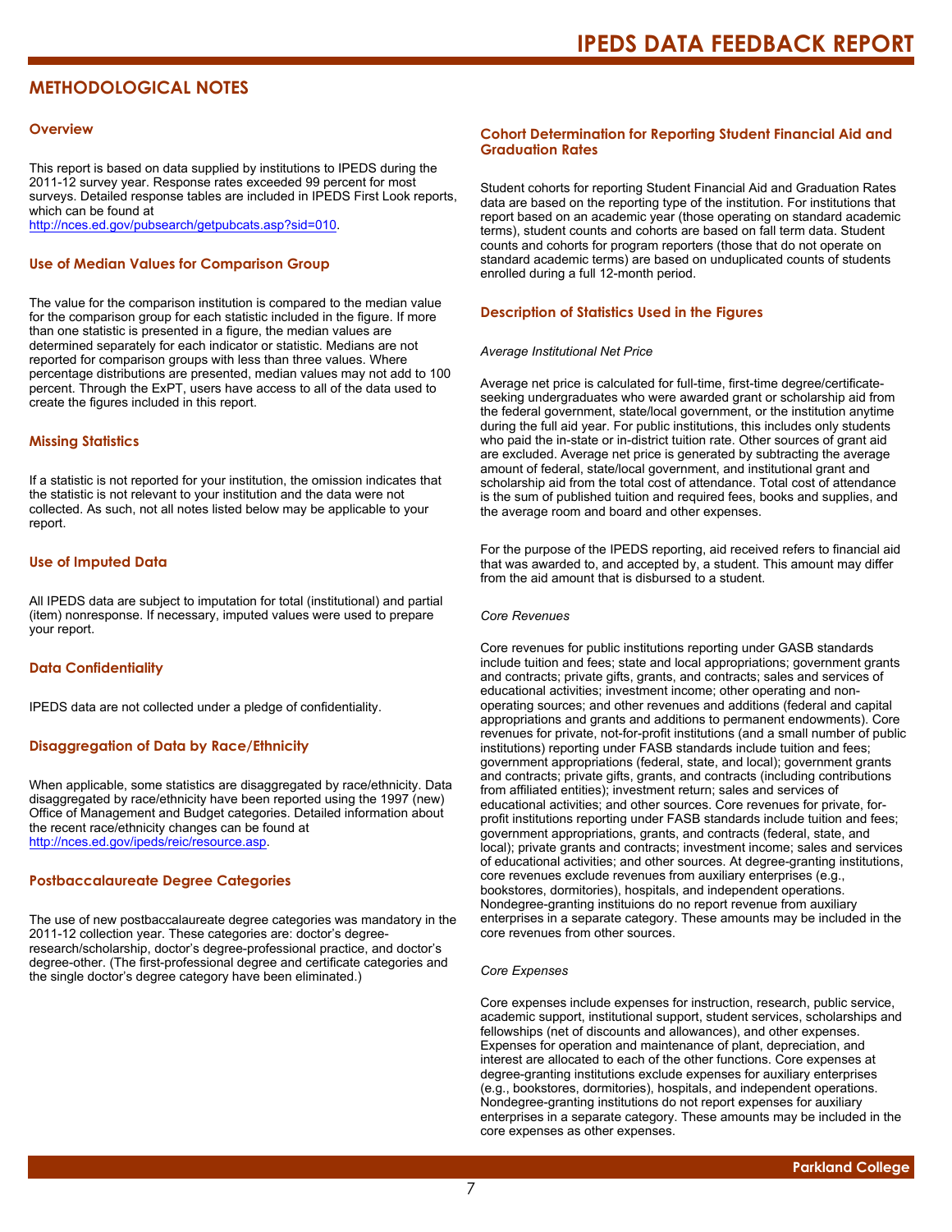# METHODOLOGICAL NOTES

## Overview

This report is based on data supplied by institutions to IPEDS during the 2011-12 survey year. Response rates exceeded 99 percent for most surveys. Detailed response tables are included in IPEDS First Look reports, which can be found at http://nces.ed.gov/pubsearch/getpubcats.asp?sid=010.

## Use of Median Values for Comparison Group

The value for the comparison institution is compared to the median value for the comparison group for each statistic included in the figure. If more than one statistic is presented in a figure, the median values are determined separately for each indicator or statistic. Medians are not reported for comparison groups with less than three values. Where percentage distributions are presented, median values may not add to 100 percent. Through the ExPT, users have access to all of the data used to create the figures included in this report.

## Missing Statistics

If a statistic is not reported for your institution, the omission indicates that the statistic is not relevant to your institution and the data were not collected. As such, not all notes listed below may be applicable to your report.

## Use of Imputed Data

All IPEDS data are subject to imputation for total (institutional) and partial (item) nonresponse. If necessary, imputed values were used to prepare your report.

## Data Confidentiality

IPEDS data are not collected under a pledge of confidentiality.

## Disaggregation of Data by Race/Ethnicity

When applicable, some statistics are disaggregated by race/ethnicity. Data disaggregated by race/ethnicity have been reported using the 1997 (new) Office of Management and Budget categories. Detailed information about the recent race/ethnicity changes can be found at http://nces.ed.gov/ipeds/reic/resource.asp.

## Postbaccalaureate Degree Categories

The use of new postbaccalaureate degree categories was mandatory in the 2011-12 collection year. These categories are: doctor's degree-research/scholarship, doctor's degree-professional practice, and doctor's degree-other. (The first-professional degree and certificate categories and the single doctor's degree category have been eliminated.)

## Cohort Determination for Reporting Student Financial Aid and Graduation Rates

Student cohorts for reporting Student Financial Aid and Graduation Rates data are based on the reporting type of the institution. For institutions that report based on an academic year (those operating on standard academic terms), student counts and cohorts are based on fall term data. Student counts and cohorts for program reporters (those that do not operate on standard academic terms) are based on unduplicated counts of students enrolled during a full 12-month period.

## Description of Statistics Used in the Figures

*Average Institutional Net Price*

Average net price is calculated for full-time, first-time degree/certificate-seeking undergraduates who were awarded grant or scholarship aid from the federal government, state/local government, or the institution anytime during the full aid year. For public institutions, this includes only students who paid the in-state or in-district tuition rate. Other sources of grant aid are excluded. Average net price is generated by subtracting the average amount of federal, state/local government, and institutional grant and scholarship aid from the total cost of attendance. Total cost of attendance is the sum of published tuition and required fees, books and supplies, and the average room and board and other expenses.

For the purpose of the IPEDS reporting, aid received refers to financial aid that was awarded to, and accepted by, a student. This amount may differ from the aid amount that is disbursed to a student.

*Core Revenues*

Core revenues for public institutions reporting under GASB standards include tuition and fees; state and local appropriations; government grants and contracts; private gifts, grants, and contracts; sales and services of educational activities; investment income; other operating and non-operating sources; and other revenues and additions (federal and capital appropriations and grants and additions to permanent endowments). Core revenues for private, not-for-profit institutions (and a small number of public institutions) reporting under FASB standards include tuition and fees; government appropriations (federal, state, and local); government grants and contracts; private gifts, grants, and contracts (including contributions from affiliated entities); investment return; sales and services of educational activities; and other sources. Core revenues for private, for-profit institutions reporting under FASB standards include tuition and fees; government appropriations, grants, and contracts (federal, state, and local); private grants and contracts; investment income; sales and services of educational activities; and other sources. At degree-granting institutions, core revenues exclude revenues from auxiliary enterprises (e.g., bookstores, dormitories), hospitals, and independent operations. Nondegree-granting instituions do not report revenue from auxiliary enterprises in a separate category. These amounts may be included in the core revenues from other sources.

*Core Expenses*

Core expenses include expenses for instruction, research, public service, academic support, institutional support, student services, scholarships and fellowships (net of discounts and allowances), and other expenses. Expenses for operation and maintenance of plant, depreciation, and interest are allocated to each of the other functions. Core expenses at degree-granting institutions exclude expenses for auxiliary enterprises (e.g., bookstores, dormitories), hospitals, and independent operations. Nondegree-granting institutions do not report expenses for auxiliary enterprises in a separate category. These amounts may be included in the core expenses as other expenses.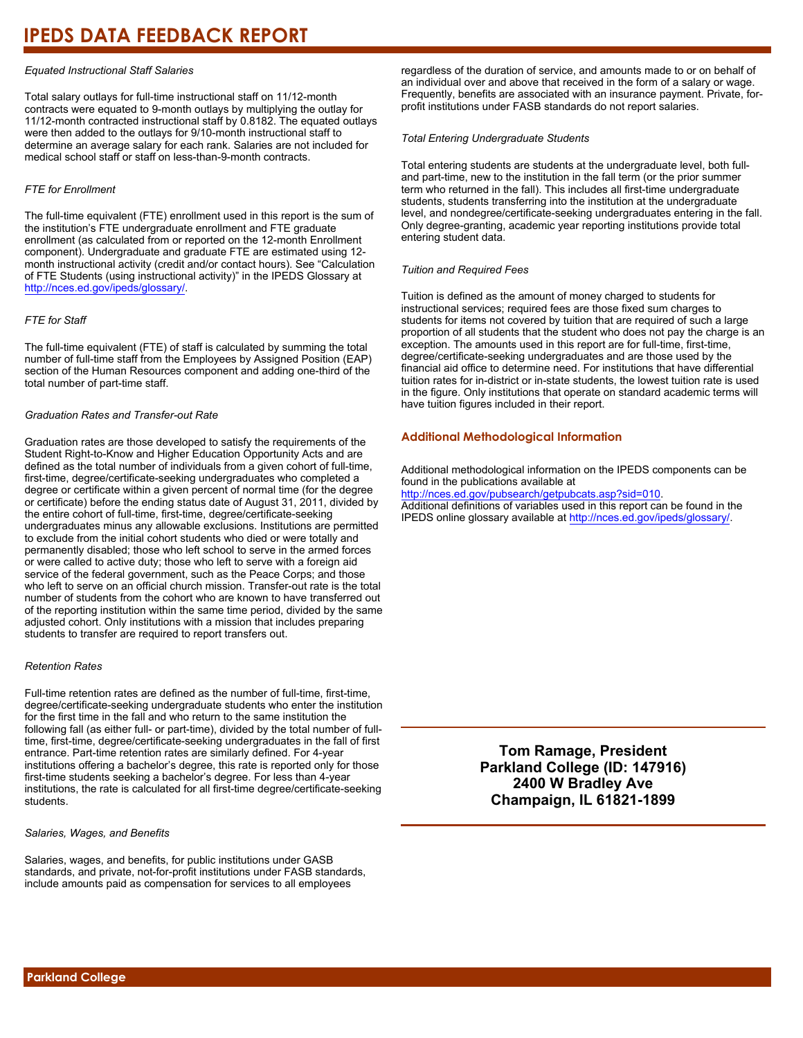*Equated Instructional Staff Salaries*

Total salary outlays for full-time instructional staff on 11/12-month contracts were equated to 9-month outlays by multiplying the outlay for 11/12-month contracted instructional staff by 0.8182. The equated outlays were then added to the outlays for 9/10-month instructional staff to determine an average salary for each rank. Salaries are not included for medical school staff or staff on less-than-9-month contracts.

*FTE for Enrollment*

The full-time equivalent (FTE) enrollment used in this report is the sum of the institution's FTE undergraduate enrollment and FTE graduate enrollment (as calculated from or reported on the 12-month Enrollment component). Undergraduate and graduate FTE are estimated using 12-month instructional activity (credit and/or contact hours). See "Calculation of FTE Students (using instructional activity)" in the IPEDS Glossary at http://nces.ed.gov/ipeds/glossary/.

*FTE for Staff*

The full-time equivalent (FTE) of staff is calculated by summing the total number of full-time staff from the Employees by Assigned Position (EAP) section of the Human Resources component and adding one-third of the total number of part-time staff.

*Graduation Rates and Transfer-out Rate*

Graduation rates are those developed to satisfy the requirements of the Student Right-to-Know and Higher Education Opportunity Acts and are defined as the total number of individuals from a given cohort of full-time, first-time, degree/certificate-seeking undergraduates who completed a degree or certificate within a given percent of normal time (for the degree or certificate) before the ending status date of August 31, 2011, divided by the entire cohort of full-time, first-time, degree/certificate-seeking undergraduates minus any allowable exclusions. Institutions are permitted to exclude from the initial cohort students who died or were totally and permanently disabled; those who left school to serve in the armed forces or were called to active duty; those who left to serve with a foreign aid service of the federal government, such as the Peace Corps; and those who left to serve on an official church mission. Transfer-out rate is the total number of students from the cohort who are known to have transferred out of the reporting institution within the same time period, divided by the same adjusted cohort. Only institutions with a mission that includes preparing students to transfer are required to report transfers out.

*Retention Rates*

Full-time retention rates are defined as the number of full-time, first-time, degree/certificate-seeking undergraduate students who enter the institution for the first time in the fall and who return to the same institution the following fall (as either full- or part-time), divided by the total number of full-time, first-time, degree/certificate-seeking undergraduates in the fall of first entrance. Part-time retention rates are similarly defined. For 4-year institutions offering a bachelor's degree, this rate is reported only for those first-time students seeking a bachelor's degree. For less than 4-year institutions, the rate is calculated for all first-time degree/certificate-seeking students.

*Salaries, Wages, and Benefits*

Salaries, wages, and benefits, for public institutions under GASB standards, and private, not-for-profit institutions under FASB standards, include amounts paid as compensation for services to all employees regardless of the duration of service, and amounts made to or on behalf of an individual over and above that received in the form of a salary or wage. Frequently, benefits are associated with an insurance payment. Private, for-profit institutions under FASB standards do not report salaries.

*Total Entering Undergraduate Students*

Total entering students are students at the undergraduate level, both full- and part-time, new to the institution in the fall term (or the prior summer term who returned in the fall). This includes all first-time undergraduate students, students transferring into the institution at the undergraduate level, and nondegree/certificate-seeking undergraduates entering in the fall. Only degree-granting, academic year reporting institutions provide total entering student data.

*Tuition and Required Fees*

Tuition is defined as the amount of money charged to students for instructional services; required fees are those fixed sum charges to students for items not covered by tuition that are required of such a large proportion of all students that the student who does not pay the charge is an exception. The amounts used in this report are for full-time, first-time, degree/certificate-seeking undergraduates and are those used by the financial aid office to determine need. For institutions that have differential tuition rates for in-district or in-state students, the lowest tuition rate is used in the figure. Only institutions that operate on standard academic terms will have tuition figures included in their report.

## Additional Methodological Information

Additional methodological information on the IPEDS components can be found in the publications available at http://nces.ed.gov/pubsearch/getpubcats.asp?sid=010.
Additional definitions of variables used in this report can be found in the IPEDS online glossary available at http://nces.ed.gov/ipeds/glossary/.

**Tom Ramage, President**
**Parkland College (ID: 147916)**
**2400 W Bradley Ave**
**Champaign, IL 61821-1899**